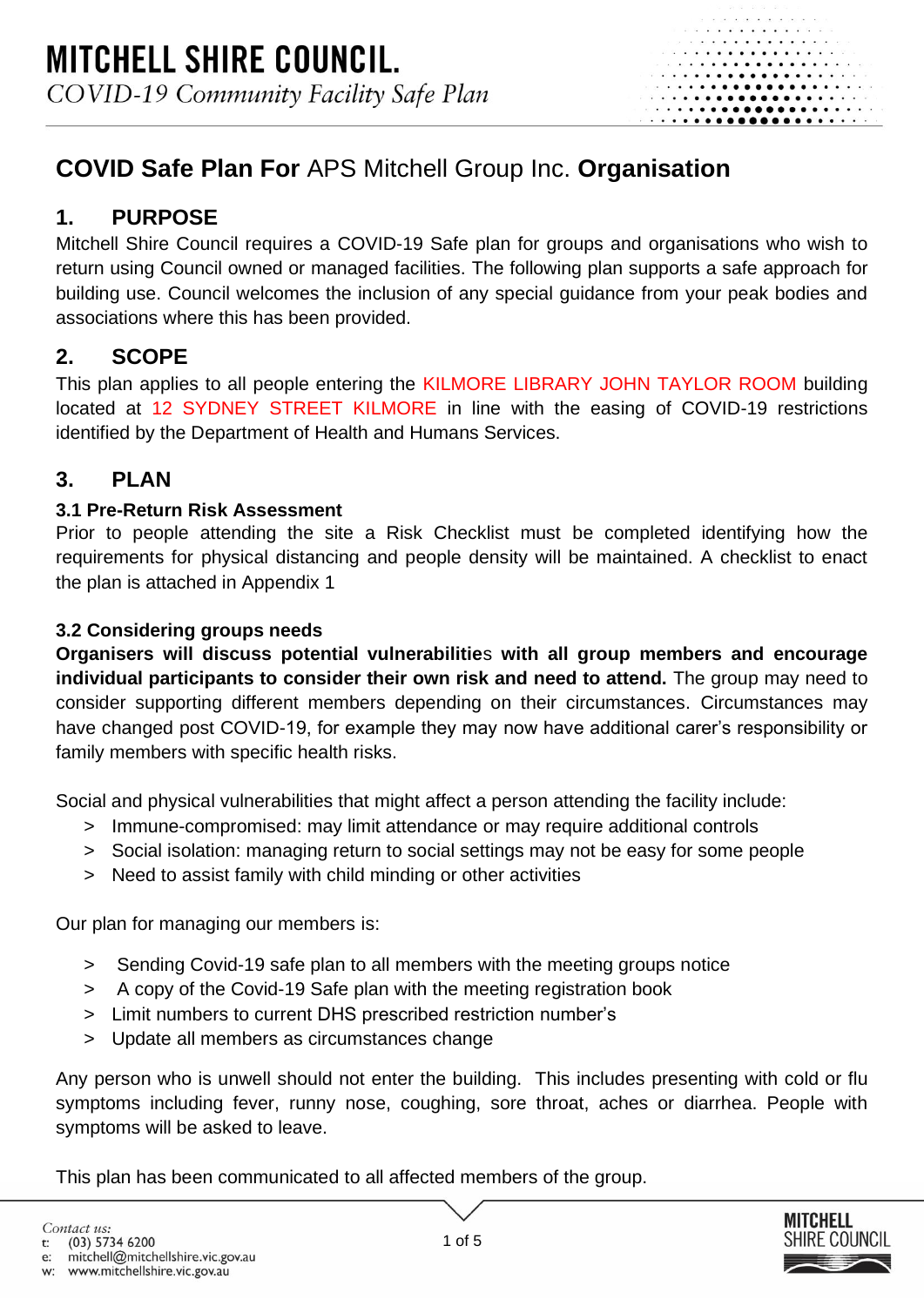# MITCHELL SHIRE COUNCIL.

*COVID-19 Community Facility Safe Plan*

## **COVID Safe Plan For** APS Mitchell Group Inc. **Organisation**

## 1. PURPOSE

Mitchell Shire Council requires a COVID-19 Safe plan for groups and organisations who wish to return using Council owned or managed facilities. The following plan supports a safe approach for building use. Council welcomes the inclusion of any special guidance from your peak bodies and associations where this has been provided.

## 2. SCOPE

This plan applies to all people entering the KILMORE LIBRARY JOHN TAYLOR ROOM building located at 12 SYDNEY STREET KILMORE in line with the easing of COVID-19 restrictions identified by the Department of Health and Humans Services.

## 3. PLAN

### 3.1 Pre-Return Risk Assessment

Prior to people attending the site a Risk Checklist must be completed identifying how the requirements for physical distancing and people density will be maintained. A checklist to enact the plan is attached in Appendix 1

### 3.2 Considering groups needs

**Organisers will discuss potential vulnerabilities with all group members and encourage individual participants to consider their own risk and need to attend.** The group may need to consider supporting different members depending on their circumstances. Circumstances may have changed post COVID-19, for example they may now have additional carer's responsibility or family members with specific health risks.

Social and physical vulnerabilities that might affect a person attending the facility include:

> Immune-compromised: may limit attendance or may require additional controls
> Social isolation: managing return to social settings may not be easy for some people
> Need to assist family with child minding or other activities

Our plan for managing our members is:

> Sending Covid-19 safe plan to all members with the meeting groups notice
> A copy of the Covid-19 Safe plan with the meeting registration book
> Limit numbers to current DHS prescribed restriction number's
> Update all members as circumstances change

Any person who is unwell should not enter the building. This includes presenting with cold or flu symptoms including fever, runny nose, coughing, sore throat, aches or diarrhea. People with symptoms will be asked to leave.

This plan has been communicated to all affected members of the group.

*Contact us:*
t: (03) 5734 6200
e: mitchell@mitchellshire.vic.gov.au
w: www.mitchellshire.vic.gov.au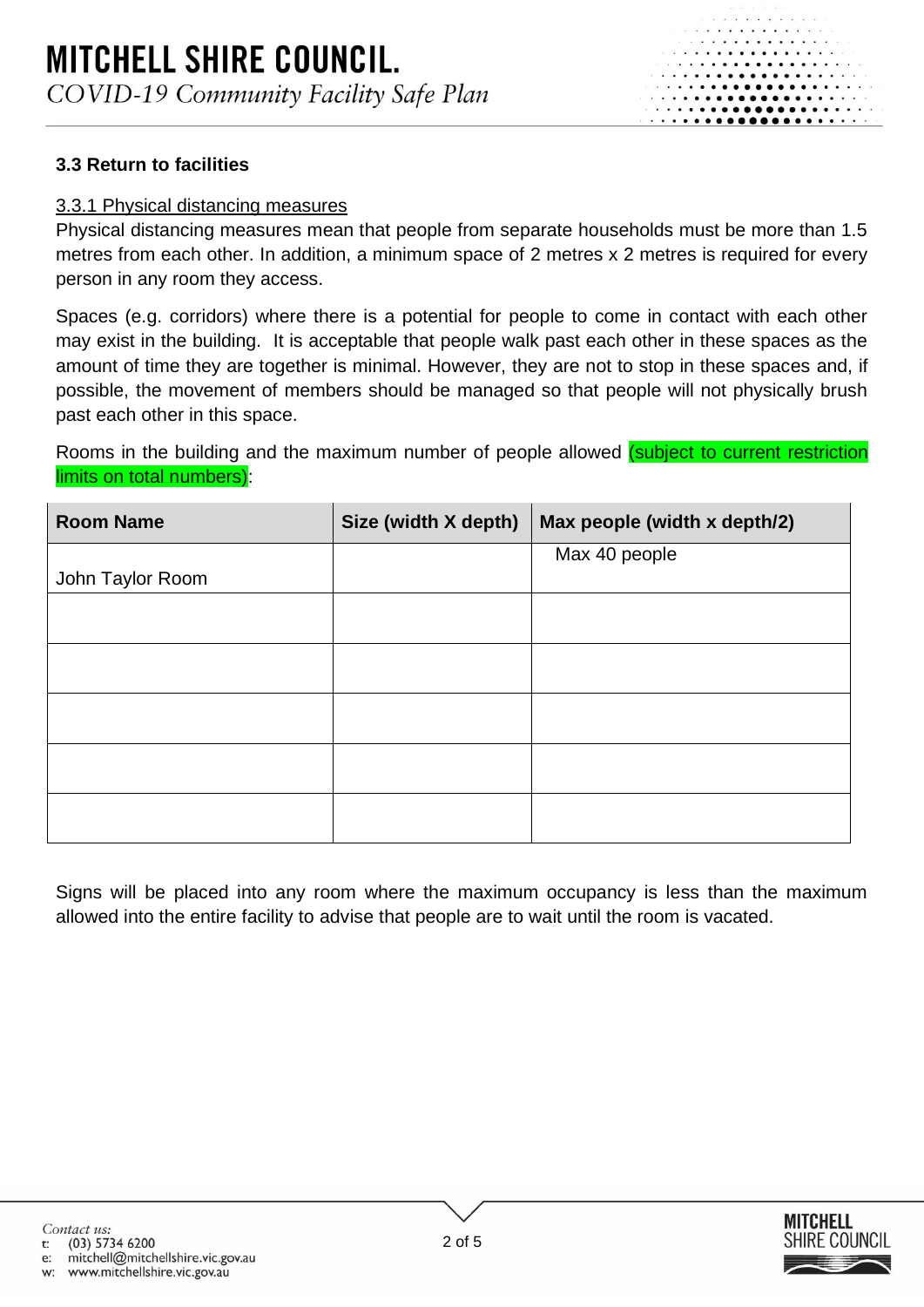### 3.3 Return to facilities

3.3.1 Physical distancing measures

Physical distancing measures mean that people from separate households must be more than 1.5 metres from each other. In addition, a minimum space of 2 metres x 2 metres is required for every person in any room they access.

Spaces (e.g. corridors) where there is a potential for people to come in contact with each other may exist in the building. It is acceptable that people walk past each other in these spaces as the amount of time they are together is minimal. However, they are not to stop in these spaces and, if possible, the movement of members should be managed so that people will not physically brush past each other in this space.

Rooms in the building and the maximum number of people allowed (subject to current restriction limits on total numbers):

| Room Name | Size (width X depth) | Max people (width x depth/2) |
|---|---|---|
| John Taylor Room | | Max 40 people |
| | | |
| | | |
| | | |
| | | |
| | | |

Signs will be placed into any room where the maximum occupancy is less than the maximum allowed into the entire facility to advise that people are to wait until the room is vacated.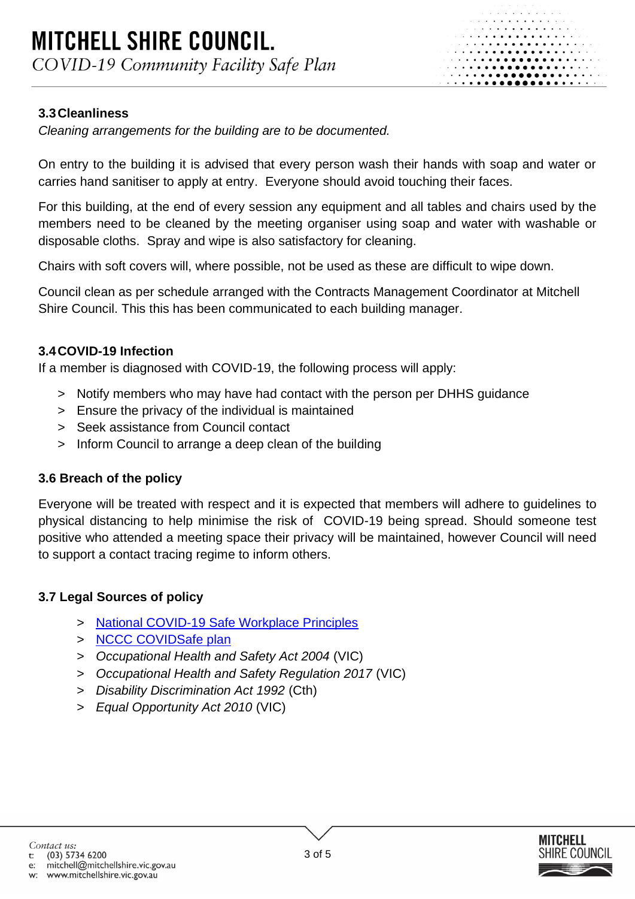### 3.3 Cleanliness

*Cleaning arrangements for the building are to be documented.*

On entry to the building it is advised that every person wash their hands with soap and water or carries hand sanitiser to apply at entry. Everyone should avoid touching their faces.

For this building, at the end of every session any equipment and all tables and chairs used by the members need to be cleaned by the meeting organiser using soap and water with washable or disposable cloths. Spray and wipe is also satisfactory for cleaning.

Chairs with soft covers will, where possible, not be used as these are difficult to wipe down.

Council clean as per schedule arranged with the Contracts Management Coordinator at Mitchell Shire Council. This this has been communicated to each building manager.

### 3.4 COVID-19 Infection

If a member is diagnosed with COVID-19, the following process will apply:

- Notify members who may have had contact with the person per DHHS guidance
- Ensure the privacy of the individual is maintained
- Seek assistance from Council contact
- Inform Council to arrange a deep clean of the building

### 3.6 Breach of the policy

Everyone will be treated with respect and it is expected that members will adhere to guidelines to physical distancing to help minimise the risk of COVID-19 being spread. Should someone test positive who attended a meeting space their privacy will be maintained, however Council will need to support a contact tracing regime to inform others.

### 3.7 Legal Sources of policy

- National COVID-19 Safe Workplace Principles
- NCCC COVIDSafe plan
- *Occupational Health and Safety Act 2004* (VIC)
- *Occupational Health and Safety Regulation 2017* (VIC)
- *Disability Discrimination Act 1992* (Cth)
- *Equal Opportunity Act 2010* (VIC)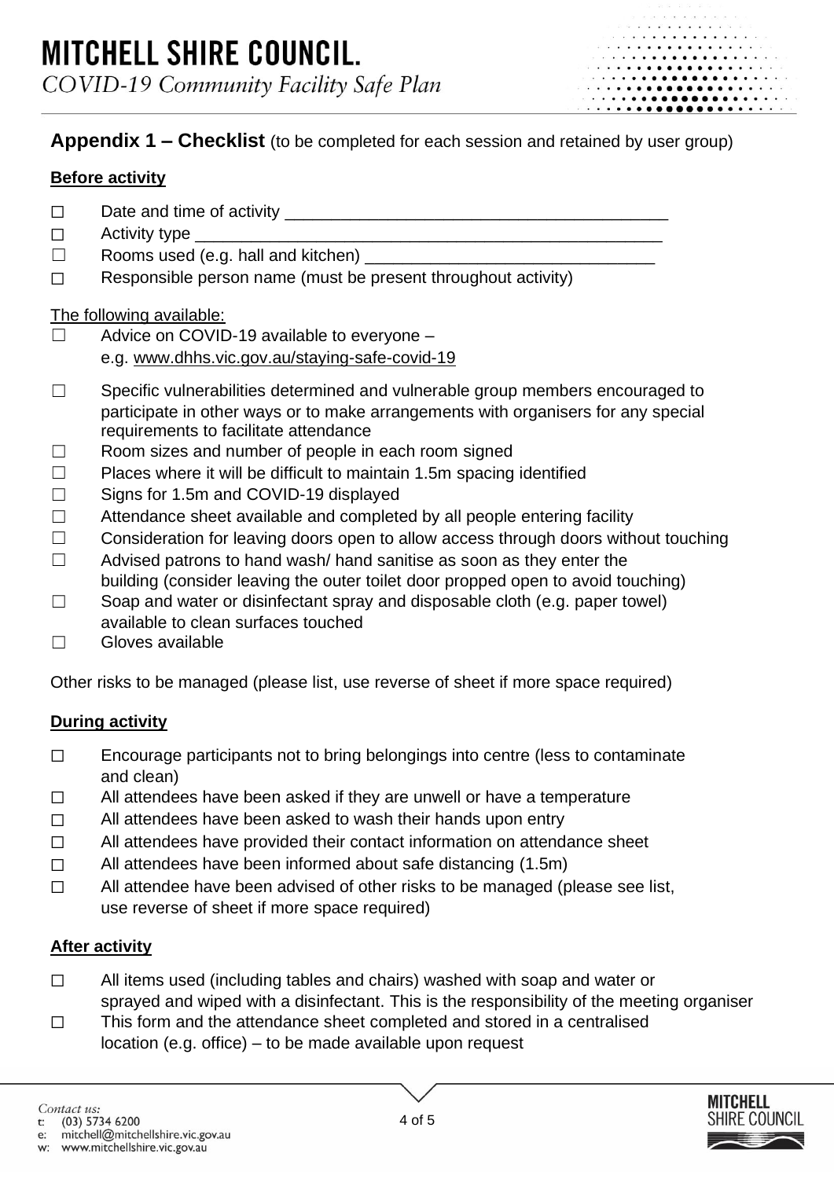## Appendix 1 – Checklist (to be completed for each session and retained by user group)

**Before activity**

- ☐ Date and time of activity ___________________________________________
- ☐ Activity type _____________________________________________________
- ☐ Rooms used (e.g. hall and kitchen) _________________________________
- ☐ Responsible person name (must be present throughout activity)

The following available:

- ☐ Advice on COVID-19 available to everyone – e.g. www.dhhs.vic.gov.au/staying-safe-covid-19
- ☐ Specific vulnerabilities determined and vulnerable group members encouraged to participate in other ways or to make arrangements with organisers for any special requirements to facilitate attendance
- ☐ Room sizes and number of people in each room signed
- ☐ Places where it will be difficult to maintain 1.5m spacing identified
- ☐ Signs for 1.5m and COVID-19 displayed
- ☐ Attendance sheet available and completed by all people entering facility
- ☐ Consideration for leaving doors open to allow access through doors without touching
- ☐ Advised patrons to hand wash/ hand sanitise as soon as they enter the building (consider leaving the outer toilet door propped open to avoid touching)
- ☐ Soap and water or disinfectant spray and disposable cloth (e.g. paper towel) available to clean surfaces touched
- ☐ Gloves available

Other risks to be managed (please list, use reverse of sheet if more space required)

**During activity**

- ☐ Encourage participants not to bring belongings into centre (less to contaminate and clean)
- ☐ All attendees have been asked if they are unwell or have a temperature
- ☐ All attendees have been asked to wash their hands upon entry
- ☐ All attendees have provided their contact information on attendance sheet
- ☐ All attendees have been informed about safe distancing (1.5m)
- ☐ All attendee have been advised of other risks to be managed (please see list, use reverse of sheet if more space required)

**After activity**

- ☐ All items used (including tables and chairs) washed with soap and water or sprayed and wiped with a disinfectant. This is the responsibility of the meeting organiser
- ☐ This form and the attendance sheet completed and stored in a centralised location (e.g. office) – to be made available upon request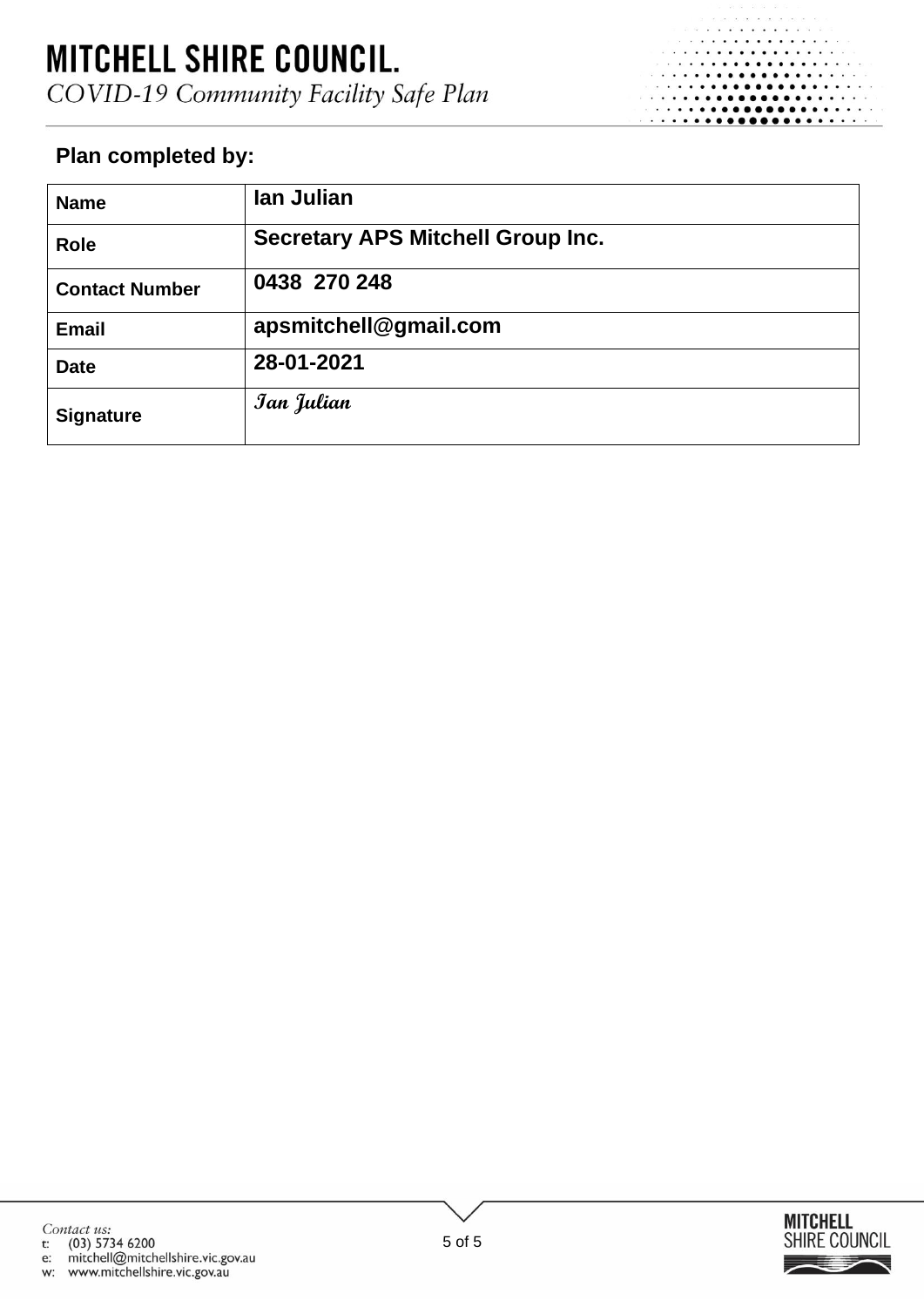**Plan completed by:**

| | |
|---|---|
| **Name** | **Ian Julian** |
| **Role** | **Secretary APS Mitchell Group Inc.** |
| **Contact Number** | **0438  270 248** |
| **Email** | **apsmitchell@gmail.com** |
| **Date** | **28-01-2021** |
| **Signature** | *Ian Julian* |